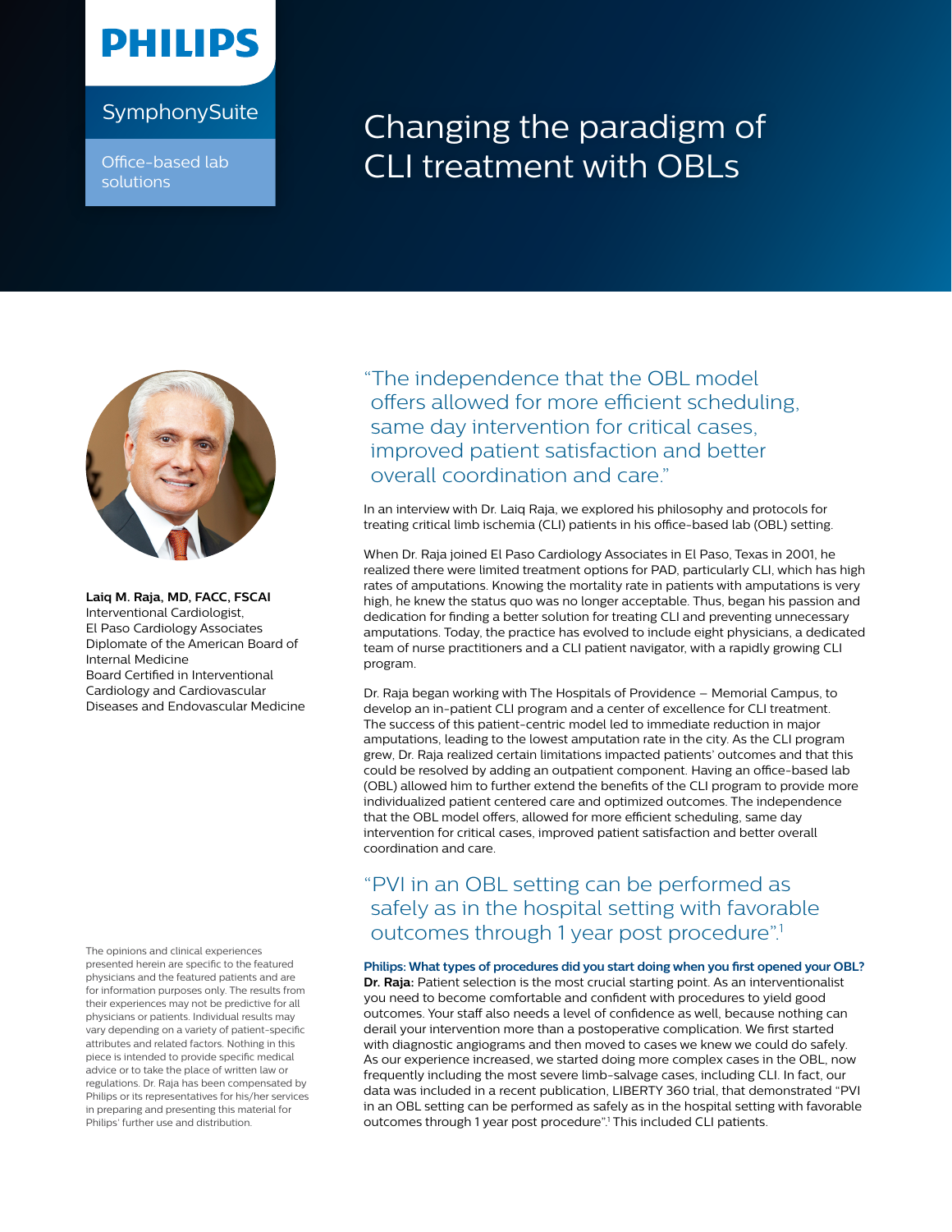PHILIPS

SymphonySuite

Office-based lab solutions

# Changing the paradigm of CLI treatment with OBLs

**Laiq M. Raja, MD, FACC, FSCAI**
Interventional Cardiologist,
El Paso Cardiology Associates
Diplomate of the American Board of Internal Medicine
Board Certified in Interventional Cardiology and Cardiovascular Diseases and Endovascular Medicine

The opinions and clinical experiences presented herein are specific to the featured physicians and the featured patients and are for information purposes only. The results from their experiences may not be predictive for all physicians or patients. Individual results may vary depending on a variety of patient-specific attributes and related factors. Nothing in this piece is intended to provide specific medical advice or to take the place of written law or regulations. Dr. Raja has been compensated by Philips or its representatives for his/her services in preparing and presenting this material for Philips' further use and distribution.

> "The independence that the OBL model offers allowed for more efficient scheduling, same day intervention for critical cases, improved patient satisfaction and better overall coordination and care."

In an interview with Dr. Laiq Raja, we explored his philosophy and protocols for treating critical limb ischemia (CLI) patients in his office-based lab (OBL) setting.

When Dr. Raja joined El Paso Cardiology Associates in El Paso, Texas in 2001, he realized there were limited treatment options for PAD, particularly CLI, which has high rates of amputations. Knowing the mortality rate in patients with amputations is very high, he knew the status quo was no longer acceptable. Thus, began his passion and dedication for finding a better solution for treating CLI and preventing unnecessary amputations. Today, the practice has evolved to include eight physicians, a dedicated team of nurse practitioners and a CLI patient navigator, with a rapidly growing CLI program.

Dr. Raja began working with The Hospitals of Providence – Memorial Campus, to develop an in-patient CLI program and a center of excellence for CLI treatment. The success of this patient-centric model led to immediate reduction in major amputations, leading to the lowest amputation rate in the city. As the CLI program grew, Dr. Raja realized certain limitations impacted patients' outcomes and that this could be resolved by adding an outpatient component. Having an office-based lab (OBL) allowed him to further extend the benefits of the CLI program to provide more individualized patient centered care and optimized outcomes. The independence that the OBL model offers, allowed for more efficient scheduling, same day intervention for critical cases, improved patient satisfaction and better overall coordination and care.

> "PVI in an OBL setting can be performed as safely as in the hospital setting with favorable outcomes through 1 year post procedure".[1]

**Philips: What types of procedures did you start doing when you first opened your OBL?**

**Dr. Raja:** Patient selection is the most crucial starting point. As an interventionalist you need to become comfortable and confident with procedures to yield good outcomes. Your staff also needs a level of confidence as well, because nothing can derail your intervention more than a postoperative complication. We first started with diagnostic angiograms and then moved to cases we knew we could do safely. As our experience increased, we started doing more complex cases in the OBL, now frequently including the most severe limb-salvage cases, including CLI. In fact, our data was included in a recent publication, LIBERTY 360 trial, that demonstrated "PVI in an OBL setting can be performed as safely as in the hospital setting with favorable outcomes through 1 year post procedure".[1] This included CLI patients.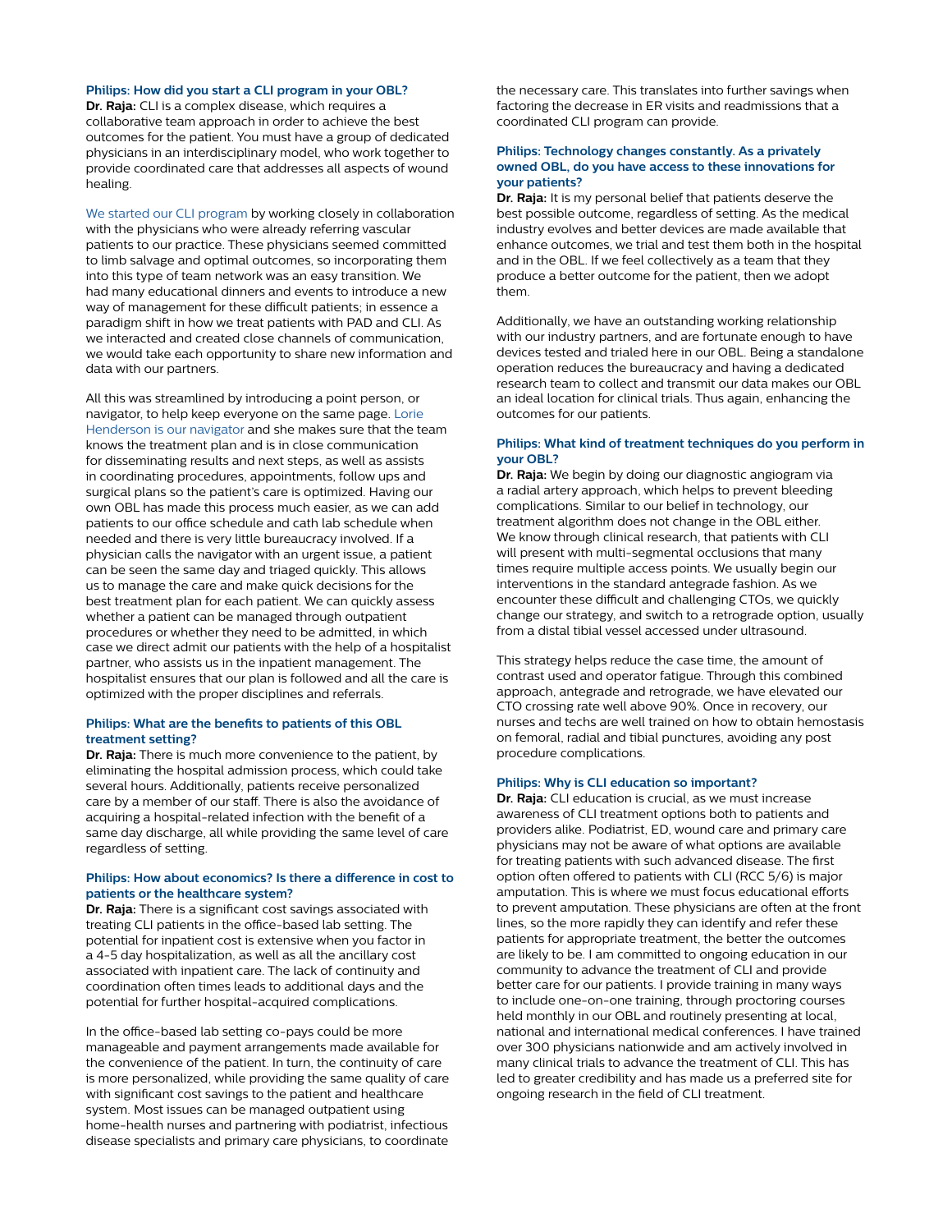### Philips: How did you start a CLI program in your OBL?

**Dr. Raja:** CLI is a complex disease, which requires a collaborative team approach in order to achieve the best outcomes for the patient. You must have a group of dedicated physicians in an interdisciplinary model, who work together to provide coordinated care that addresses all aspects of wound healing.

We started our CLI program by working closely in collaboration with the physicians who were already referring vascular patients to our practice. These physicians seemed committed to limb salvage and optimal outcomes, so incorporating them into this type of team network was an easy transition. We had many educational dinners and events to introduce a new way of management for these difficult patients; in essence a paradigm shift in how we treat patients with PAD and CLI. As we interacted and created close channels of communication, we would take each opportunity to share new information and data with our partners.

All this was streamlined by introducing a point person, or navigator, to help keep everyone on the same page. Lorie Henderson is our navigator and she makes sure that the team knows the treatment plan and is in close communication for disseminating results and next steps, as well as assists in coordinating procedures, appointments, follow ups and surgical plans so the patient's care is optimized. Having our own OBL has made this process much easier, as we can add patients to our office schedule and cath lab schedule when needed and there is very little bureaucracy involved. If a physician calls the navigator with an urgent issue, a patient can be seen the same day and triaged quickly. This allows us to manage the care and make quick decisions for the best treatment plan for each patient. We can quickly assess whether a patient can be managed through outpatient procedures or whether they need to be admitted, in which case we direct admit our patients with the help of a hospitalist partner, who assists us in the inpatient management. The hospitalist ensures that our plan is followed and all the care is optimized with the proper disciplines and referrals.

### Philips: What are the benefits to patients of this OBL treatment setting?

**Dr. Raja:** There is much more convenience to the patient, by eliminating the hospital admission process, which could take several hours. Additionally, patients receive personalized care by a member of our staff. There is also the avoidance of acquiring a hospital-related infection with the benefit of a same day discharge, all while providing the same level of care regardless of setting.

### Philips: How about economics? Is there a difference in cost to patients or the healthcare system?

**Dr. Raja:** There is a significant cost savings associated with treating CLI patients in the office-based lab setting. The potential for inpatient cost is extensive when you factor in a 4-5 day hospitalization, as well as all the ancillary cost associated with inpatient care. The lack of continuity and coordination often times leads to additional days and the potential for further hospital-acquired complications.

In the office-based lab setting co-pays could be more manageable and payment arrangements made available for the convenience of the patient. In turn, the continuity of care is more personalized, while providing the same quality of care with significant cost savings to the patient and healthcare system. Most issues can be managed outpatient using home-health nurses and partnering with podiatrist, infectious disease specialists and primary care physicians, to coordinate the necessary care. This translates into further savings when factoring the decrease in ER visits and readmissions that a coordinated CLI program can provide.

### Philips: Technology changes constantly. As a privately owned OBL, do you have access to these innovations for your patients?

**Dr. Raja:** It is my personal belief that patients deserve the best possible outcome, regardless of setting. As the medical industry evolves and better devices are made available that enhance outcomes, we trial and test them both in the hospital and in the OBL. If we feel collectively as a team that they produce a better outcome for the patient, then we adopt them.

Additionally, we have an outstanding working relationship with our industry partners, and are fortunate enough to have devices tested and trialed here in our OBL. Being a standalone operation reduces the bureaucracy and having a dedicated research team to collect and transmit our data makes our OBL an ideal location for clinical trials. Thus again, enhancing the outcomes for our patients.

### Philips: What kind of treatment techniques do you perform in your OBL?

**Dr. Raja:** We begin by doing our diagnostic angiogram via a radial artery approach, which helps to prevent bleeding complications. Similar to our belief in technology, our treatment algorithm does not change in the OBL either. We know through clinical research, that patients with CLI will present with multi-segmental occlusions that many times require multiple access points. We usually begin our interventions in the standard antegrade fashion. As we encounter these difficult and challenging CTOs, we quickly change our strategy, and switch to a retrograde option, usually from a distal tibial vessel accessed under ultrasound.

This strategy helps reduce the case time, the amount of contrast used and operator fatigue. Through this combined approach, antegrade and retrograde, we have elevated our CTO crossing rate well above 90%. Once in recovery, our nurses and techs are well trained on how to obtain hemostasis on femoral, radial and tibial punctures, avoiding any post procedure complications.

### Philips: Why is CLI education so important?

**Dr. Raja:** CLI education is crucial, as we must increase awareness of CLI treatment options both to patients and providers alike. Podiatrist, ED, wound care and primary care physicians may not be aware of what options are available for treating patients with such advanced disease. The first option often offered to patients with CLI (RCC 5/6) is major amputation. This is where we must focus educational efforts to prevent amputation. These physicians are often at the front lines, so the more rapidly they can identify and refer these patients for appropriate treatment, the better the outcomes are likely to be. I am committed to ongoing education in our community to advance the treatment of CLI and provide better care for our patients. I provide training in many ways to include one-on-one training, through proctoring courses held monthly in our OBL and routinely presenting at local, national and international medical conferences. I have trained over 300 physicians nationwide and am actively involved in many clinical trials to advance the treatment of CLI. This has led to greater credibility and has made us a preferred site for ongoing research in the field of CLI treatment.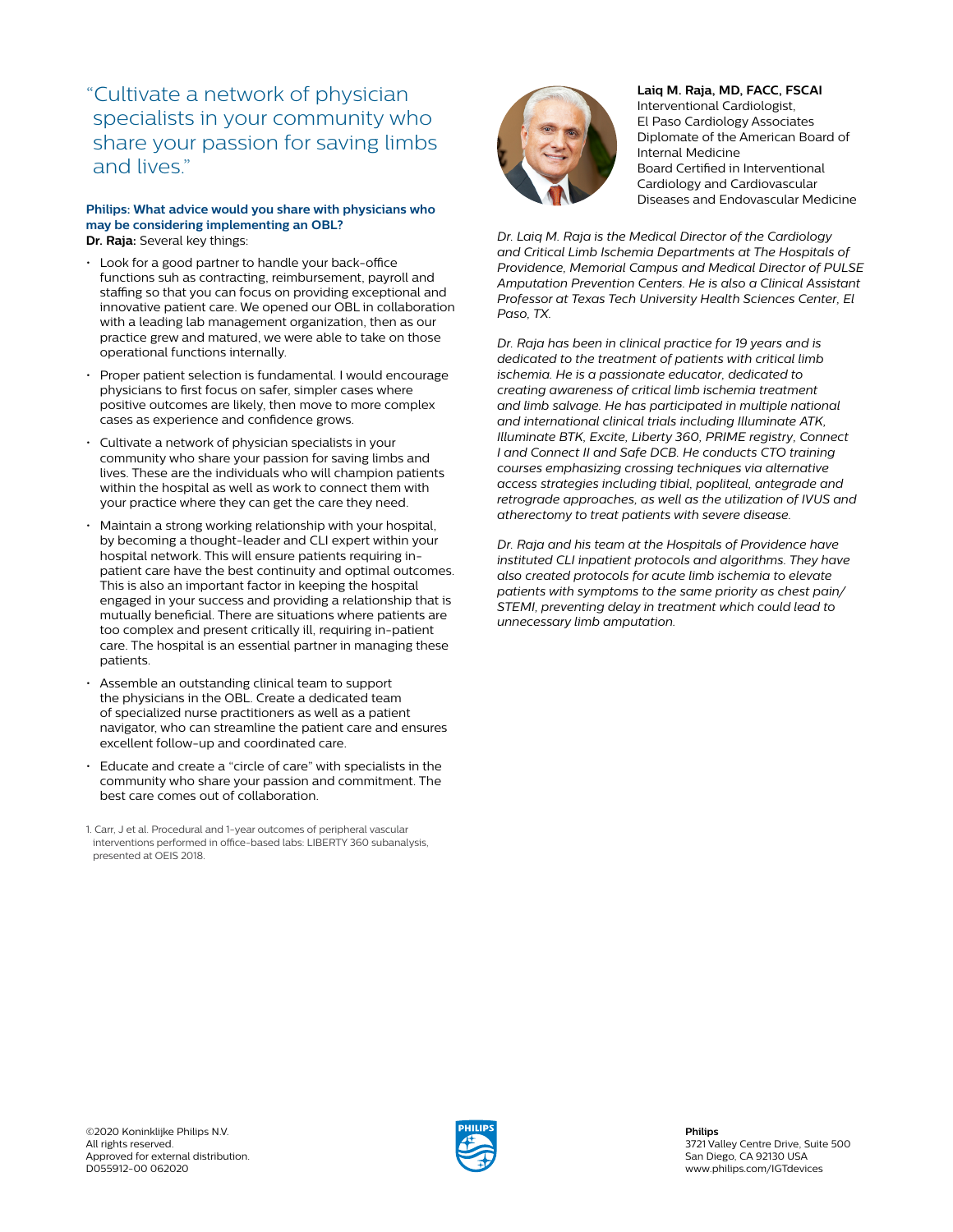"Cultivate a network of physician specialists in your community who share your passion for saving limbs and lives."

**Philips: What advice would you share with physicians who may be considering implementing an OBL?**

**Dr. Raja:** Several key things:

- Look for a good partner to handle your back-office functions suh as contracting, reimbursement, payroll and staffing so that you can focus on providing exceptional and innovative patient care. We opened our OBL in collaboration with a leading lab management organization, then as our practice grew and matured, we were able to take on those operational functions internally.
- Proper patient selection is fundamental. I would encourage physicians to first focus on safer, simpler cases where positive outcomes are likely, then move to more complex cases as experience and confidence grows.
- Cultivate a network of physician specialists in your community who share your passion for saving limbs and lives. These are the individuals who will champion patients within the hospital as well as work to connect them with your practice where they can get the care they need.
- Maintain a strong working relationship with your hospital, by becoming a thought-leader and CLI expert within your hospital network. This will ensure patients requiring in-patient care have the best continuity and optimal outcomes. This is also an important factor in keeping the hospital engaged in your success and providing a relationship that is mutually beneficial. There are situations where patients are too complex and present critically ill, requiring in-patient care. The hospital is an essential partner in managing these patients.
- Assemble an outstanding clinical team to support the physicians in the OBL. Create a dedicated team of specialized nurse practitioners as well as a patient navigator, who can streamline the patient care and ensures excellent follow-up and coordinated care.
- Educate and create a "circle of care" with specialists in the community who share your passion and commitment. The best care comes out of collaboration.

1. Carr, J et al. Procedural and 1-year outcomes of peripheral vascular interventions performed in office-based labs: LIBERTY 360 subanalysis, presented at OEIS 2018.

**Laiq M. Raja, MD, FACC, FSCAI**
Interventional Cardiologist,
El Paso Cardiology Associates
Diplomate of the American Board of Internal Medicine
Board Certified in Interventional Cardiology and Cardiovascular Diseases and Endovascular Medicine

*Dr. Laiq M. Raja is the Medical Director of the Cardiology and Critical Limb Ischemia Departments at The Hospitals of Providence, Memorial Campus and Medical Director of PULSE Amputation Prevention Centers. He is also a Clinical Assistant Professor at Texas Tech University Health Sciences Center, El Paso, TX.*

*Dr. Raja has been in clinical practice for 19 years and is dedicated to the treatment of patients with critical limb ischemia. He is a passionate educator, dedicated to creating awareness of critical limb ischemia treatment and limb salvage. He has participated in multiple national and international clinical trials including Illuminate ATK, Illuminate BTK, Excite, Liberty 360, PRIME registry, Connect I and Connect II and Safe DCB. He conducts CTO training courses emphasizing crossing techniques via alternative access strategies including tibial, popliteal, antegrade and retrograde approaches, as well as the utilization of IVUS and atherectomy to treat patients with severe disease.*

*Dr. Raja and his team at the Hospitals of Providence have instituted CLI inpatient protocols and algorithms. They have also created protocols for acute limb ischemia to elevate patients with symptoms to the same priority as chest pain/STEMI, preventing delay in treatment which could lead to unnecessary limb amputation.*

©2020 Koninklijke Philips N.V.
All rights reserved.
Approved for external distribution.
D055912-00 062020

**Philips**
3721 Valley Centre Drive, Suite 500
San Diego, CA 92130 USA
www.philips.com/IGTdevices